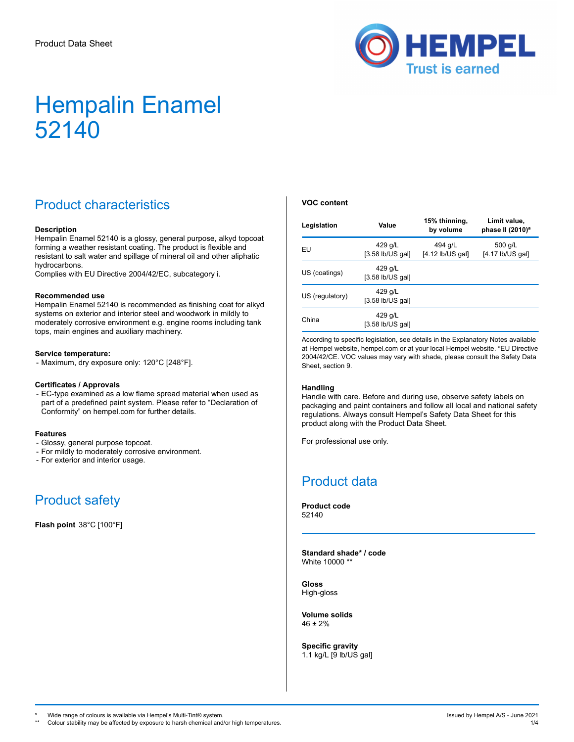Product Data Sheet

# Hempalin Enamel 52140

## Product characteristics

**Description**
Hempalin Enamel 52140 is a glossy, general purpose, alkyd topcoat forming a weather resistant coating. The product is flexible and resistant to salt water and spillage of mineral oil and other aliphatic hydrocarbons.
Complies with EU Directive 2004/42/EC, subcategory i.

**Recommended use**
Hempalin Enamel 52140 is recommended as finishing coat for alkyd systems on exterior and interior steel and woodwork in mildly to moderately corrosive environment e.g. engine rooms including tank tops, main engines and auxiliary machinery.

**Service temperature:**
- Maximum, dry exposure only: 120°C [248°F].

**Certificates / Approvals**
- EC-type examined as a low flame spread material when used as part of a predefined paint system. Please refer to "Declaration of Conformity" on hempel.com for further details.

**Features**
- Glossy, general purpose topcoat.
- For mildly to moderately corrosive environment.
- For exterior and interior usage.

## Product safety

**Flash point** 38°C [100°F]

**VOC content**

| Legislation | Value | 15% thinning, by volume | Limit value, phase II (2010)[a] |
|---|---|---|---|
| EU | 429 g/L [3.58 lb/US gal] | 494 g/L [4.12 lb/US gal] | 500 g/L [4.17 lb/US gal] |
| US (coatings) | 429 g/L [3.58 lb/US gal] | | |
| US (regulatory) | 429 g/L [3.58 lb/US gal] | | |
| China | 429 g/L [3.58 lb/US gal] | | |

According to specific legislation, see details in the Explanatory Notes available at Hempel website, hempel.com or at your local Hempel website. [a]EU Directive 2004/42/CE. VOC values may vary with shade, please consult the Safety Data Sheet, section 9.

**Handling**
Handle with care. Before and during use, observe safety labels on packaging and paint containers and follow all local and national safety regulations. Always consult Hempel's Safety Data Sheet for this product along with the Product Data Sheet.

For professional use only.

## Product data

**Product code**
52140

---

**Standard shade* / code**
White 10000 **

**Gloss**
High-gloss

**Volume solids**
46 ± 2%

**Specific gravity**
1.1 kg/L [9 lb/US gal]

\* Wide range of colours is available via Hempel's Multi-Tint® system.
\** Colour stability may be affected by exposure to harsh chemical and/or high temperatures.

Issued by Hempel A/S - June 2021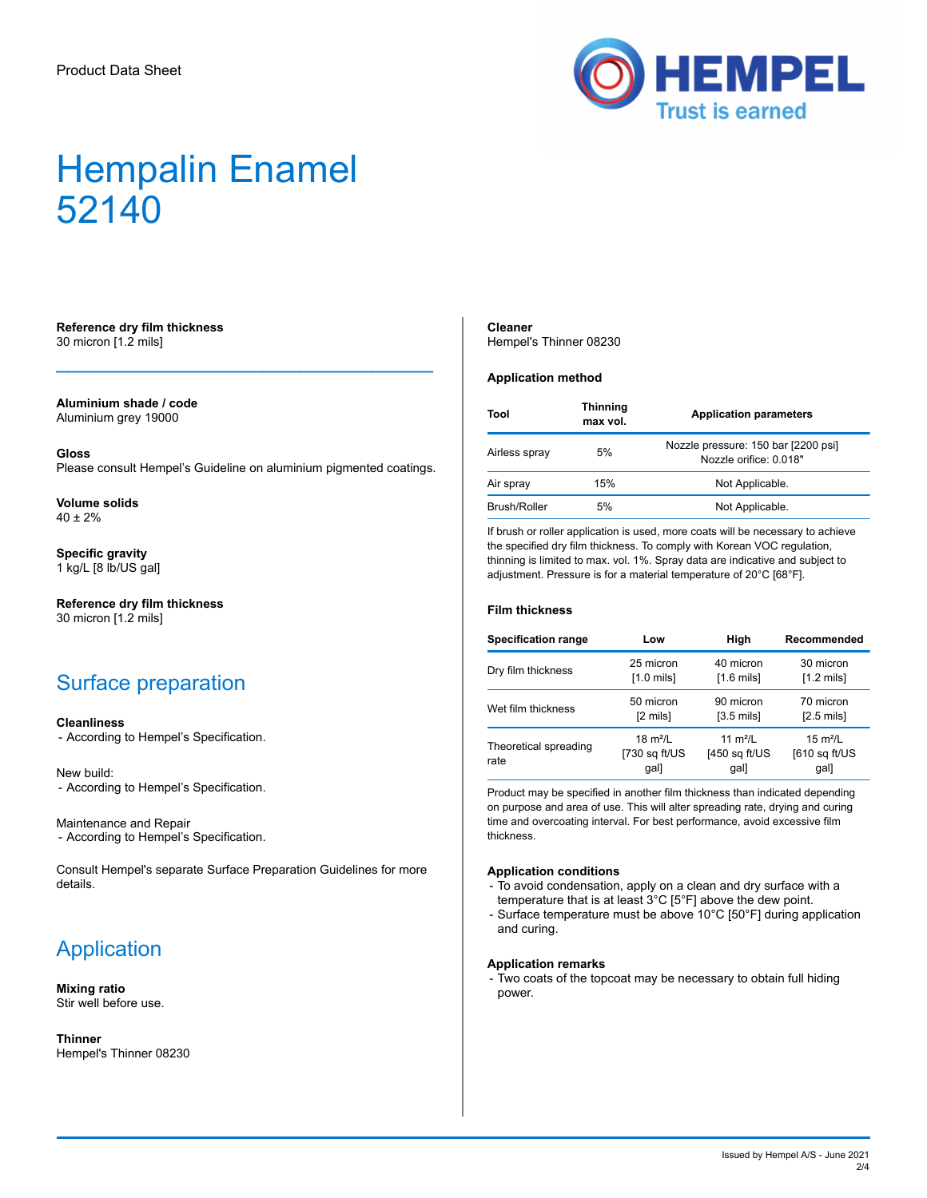Product Data Sheet

# Hempalin Enamel 52140

**Reference dry film thickness**
30 micron [1.2 mils]

---

**Aluminium shade / code**
Aluminium grey 19000

**Gloss**
Please consult Hempel's Guideline on aluminium pigmented coatings.

**Volume solids**
40 ± 2%

**Specific gravity**
1 kg/L [8 lb/US gal]

**Reference dry film thickness**
30 micron [1.2 mils]

## Surface preparation

**Cleanliness**
- According to Hempel's Specification.

New build:
- According to Hempel's Specification.

Maintenance and Repair
- According to Hempel's Specification.

Consult Hempel's separate Surface Preparation Guidelines for more details.

## Application

**Mixing ratio**
Stir well before use.

**Thinner**
Hempel's Thinner 08230

**Cleaner**
Hempel's Thinner 08230

**Application method**

| Tool | Thinning max vol. | Application parameters |
|---|---|---|
| Airless spray | 5% | Nozzle pressure: 150 bar [2200 psi] Nozzle orifice: 0.018" |
| Air spray | 15% | Not Applicable. |
| Brush/Roller | 5% | Not Applicable. |

If brush or roller application is used, more coats will be necessary to achieve the specified dry film thickness. To comply with Korean VOC regulation, thinning is limited to max. vol. 1%. Spray data are indicative and subject to adjustment. Pressure is for a material temperature of 20°C [68°F].

**Film thickness**

| Specification range | Low | High | Recommended |
|---|---|---|---|
| Dry film thickness | 25 micron [1.0 mils] | 40 micron [1.6 mils] | 30 micron [1.2 mils] |
| Wet film thickness | 50 micron [2 mils] | 90 micron [3.5 mils] | 70 micron [2.5 mils] |
| Theoretical spreading rate | 18 m²/L [730 sq ft/US gal] | 11 m²/L [450 sq ft/US gal] | 15 m²/L [610 sq ft/US gal] |

Product may be specified in another film thickness than indicated depending on purpose and area of use. This will alter spreading rate, drying and curing time and overcoating interval. For best performance, avoid excessive film thickness.

**Application conditions**
- To avoid condensation, apply on a clean and dry surface with a temperature that is at least 3°C [5°F] above the dew point.
- Surface temperature must be above 10°C [50°F] during application and curing.

**Application remarks**
- Two coats of the topcoat may be necessary to obtain full hiding power.

Issued by Hempel A/S - June 2021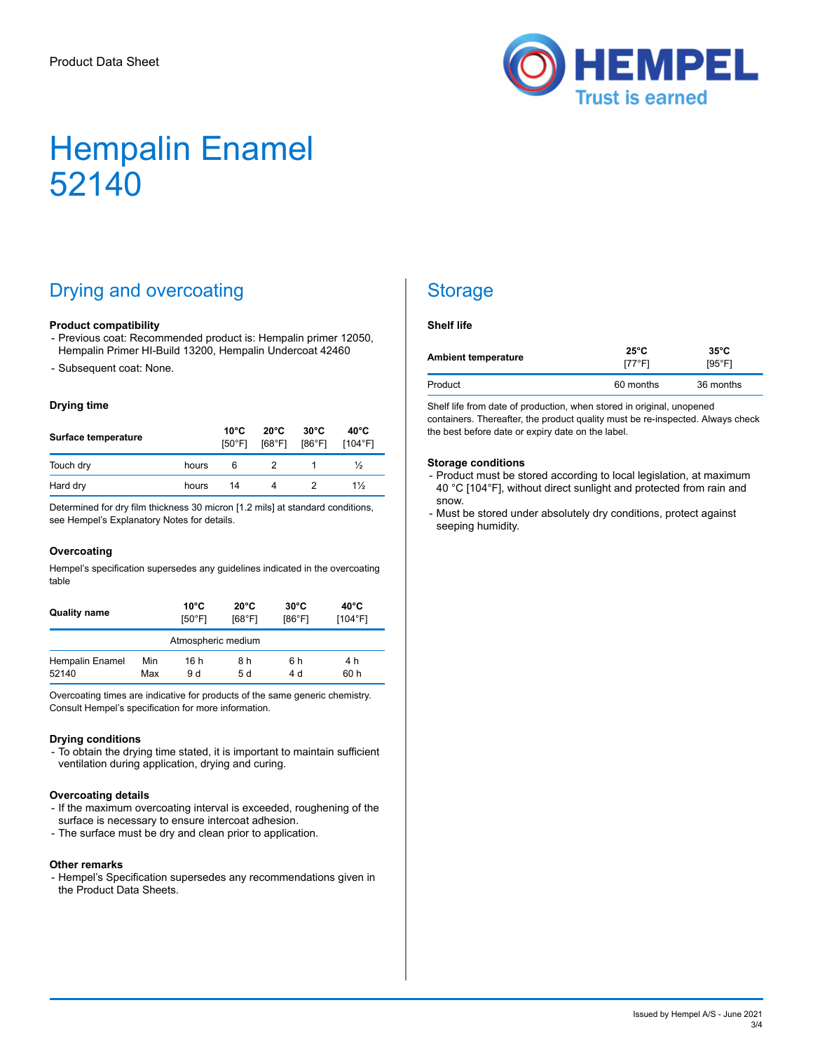Product Data Sheet

# Hempalin Enamel 52140

## Drying and overcoating

**Product compatibility**

- Previous coat: Recommended product is: Hempalin primer 12050, Hempalin Primer HI-Build 13200, Hempalin Undercoat 42460
- Subsequent coat: None.

**Drying time**

| Surface temperature | | 10°C [50°F] | 20°C [68°F] | 30°C [86°F] | 40°C [104°F] |
|---|---|---|---|---|---|
| Touch dry | hours | 6 | 2 | 1 | ½ |
| Hard dry | hours | 14 | 4 | 2 | 1½ |

Determined for dry film thickness 30 micron [1.2 mils] at standard conditions, see Hempel's Explanatory Notes for details.

**Overcoating**

Hempel's specification supersedes any guidelines indicated in the overcoating table

| Quality name | | 10°C [50°F] | 20°C [68°F] | 30°C [86°F] | 40°C [104°F] |
|---|---|---|---|---|---|
| | | Atmospheric medium | | | |
| Hempalin Enamel 52140 | Min | 16 h | 8 h | 6 h | 4 h |
| | Max | 9 d | 5 d | 4 d | 60 h |

Overcoating times are indicative for products of the same generic chemistry. Consult Hempel's specification for more information.

**Drying conditions**

- To obtain the drying time stated, it is important to maintain sufficient ventilation during application, drying and curing.

**Overcoating details**

- If the maximum overcoating interval is exceeded, roughening of the surface is necessary to ensure intercoat adhesion.
- The surface must be dry and clean prior to application.

**Other remarks**

- Hempel's Specification supersedes any recommendations given in the Product Data Sheets.

## Storage

**Shelf life**

| Ambient temperature | 25°C [77°F] | 35°C [95°F] |
|---|---|---|
| Product | 60 months | 36 months |

Shelf life from date of production, when stored in original, unopened containers. Thereafter, the product quality must be re-inspected. Always check the best before date or expiry date on the label.

**Storage conditions**

- Product must be stored according to local legislation, at maximum 40 °C [104°F], without direct sunlight and protected from rain and snow.
- Must be stored under absolutely dry conditions, protect against seeping humidity.

Issued by Hempel A/S - June 2021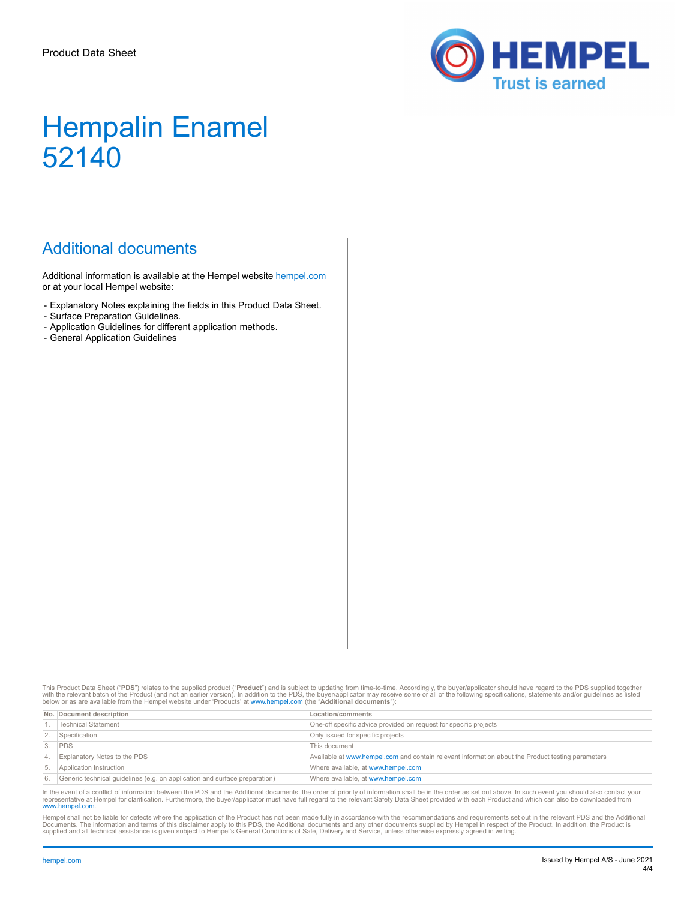Product Data Sheet

# Hempalin Enamel 52140

## Additional documents

Additional information is available at the Hempel website hempel.com or at your local Hempel website:

- Explanatory Notes explaining the fields in this Product Data Sheet.
- Surface Preparation Guidelines.
- Application Guidelines for different application methods.
- General Application Guidelines

This Product Data Sheet ("**PDS**") relates to the supplied product ("**Product**") and is subject to updating from time-to-time. Accordingly, the buyer/applicator should have regard to the PDS supplied together with the relevant batch of the Product (and not an earlier version). In addition to the PDS, the buyer/applicator may receive some or all of the following specifications, statements and/or guidelines as listed below or as are available from the Hempel website under 'Products' at www.hempel.com (the "**Additional documents**"):

| No. | Document description | Location/comments |
|---|---|---|
| 1. | Technical Statement | One-off specific advice provided on request for specific projects |
| 2. | Specification | Only issued for specific projects |
| 3. | PDS | This document |
| 4. | Explanatory Notes to the PDS | Available at www.hempel.com and contain relevant information about the Product testing parameters |
| 5. | Application Instruction | Where available, at www.hempel.com |
| 6. | Generic technical guidelines (e.g. on application and surface preparation) | Where available, at www.hempel.com |

In the event of a conflict of information between the PDS and the Additional documents, the order of priority of information shall be in the order as set out above. In such event you should also contact your representative at Hempel for clarification. Furthermore, the buyer/applicator must have full regard to the relevant Safety Data Sheet provided with each Product and which can also be downloaded from www.hempel.com.

Hempel shall not be liable for defects where the application of the Product has not been made fully in accordance with the recommendations and requirements set out in the relevant PDS and the Additional Documents. The information and terms of this disclaimer apply to this PDS, the Additional documents and any other documents supplied by Hempel in respect of the Product. In addition, the Product is supplied and all technical assistance is given subject to Hempel's General Conditions of Sale, Delivery and Service, unless otherwise expressly agreed in writing.

Issued by Hempel A/S - June 2021